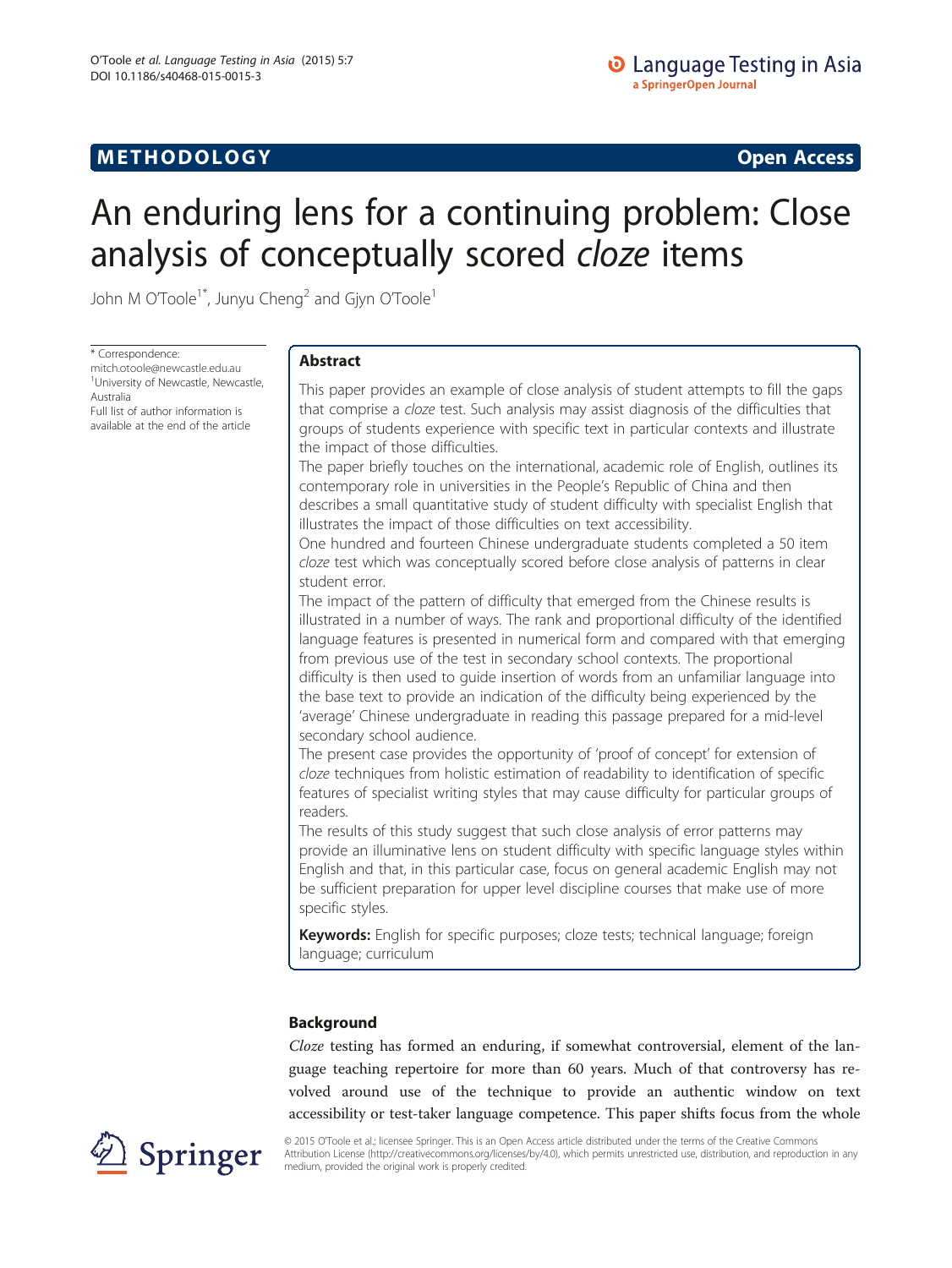METHODOLOGY **Open Access**

# An enduring lens for a continuing problem: Close analysis of conceptually scored *cloze* items

John M O'Toole[1*], Junyu Cheng[2] and Gjyn O'Toole[1]

\* Correspondence: mitch.otoole@newcastle.edu.au
[1]University of Newcastle, Newcastle, Australia
Full list of author information is available at the end of the article

## Abstract

This paper provides an example of close analysis of student attempts to fill the gaps that comprise a *cloze* test. Such analysis may assist diagnosis of the difficulties that groups of students experience with specific text in particular contexts and illustrate the impact of those difficulties.

The paper briefly touches on the international, academic role of English, outlines its contemporary role in universities in the People's Republic of China and then describes a small quantitative study of student difficulty with specialist English that illustrates the impact of those difficulties on text accessibility.

One hundred and fourteen Chinese undergraduate students completed a 50 item *cloze* test which was conceptually scored before close analysis of patterns in clear student error.

The impact of the pattern of difficulty that emerged from the Chinese results is illustrated in a number of ways. The rank and proportional difficulty of the identified language features is presented in numerical form and compared with that emerging from previous use of the test in secondary school contexts. The proportional difficulty is then used to guide insertion of words from an unfamiliar language into the base text to provide an indication of the difficulty being experienced by the 'average' Chinese undergraduate in reading this passage prepared for a mid-level secondary school audience.

The present case provides the opportunity of 'proof of concept' for extension of *cloze* techniques from holistic estimation of readability to identification of specific features of specialist writing styles that may cause difficulty for particular groups of readers.

The results of this study suggest that such close analysis of error patterns may provide an illuminative lens on student difficulty with specific language styles within English and that, in this particular case, focus on general academic English may not be sufficient preparation for upper level discipline courses that make use of more specific styles.

**Keywords:** English for specific purposes; cloze tests; technical language; foreign language; curriculum

## Background

*Cloze* testing has formed an enduring, if somewhat controversial, element of the language teaching repertoire for more than 60 years. Much of that controversy has revolved around use of the technique to provide an authentic window on text accessibility or test-taker language competence. This paper shifts focus from the whole

© 2015 O'Toole et al.; licensee Springer. This is an Open Access article distributed under the terms of the Creative Commons Attribution License (http://creativecommons.org/licenses/by/4.0), which permits unrestricted use, distribution, and reproduction in any medium, provided the original work is properly credited.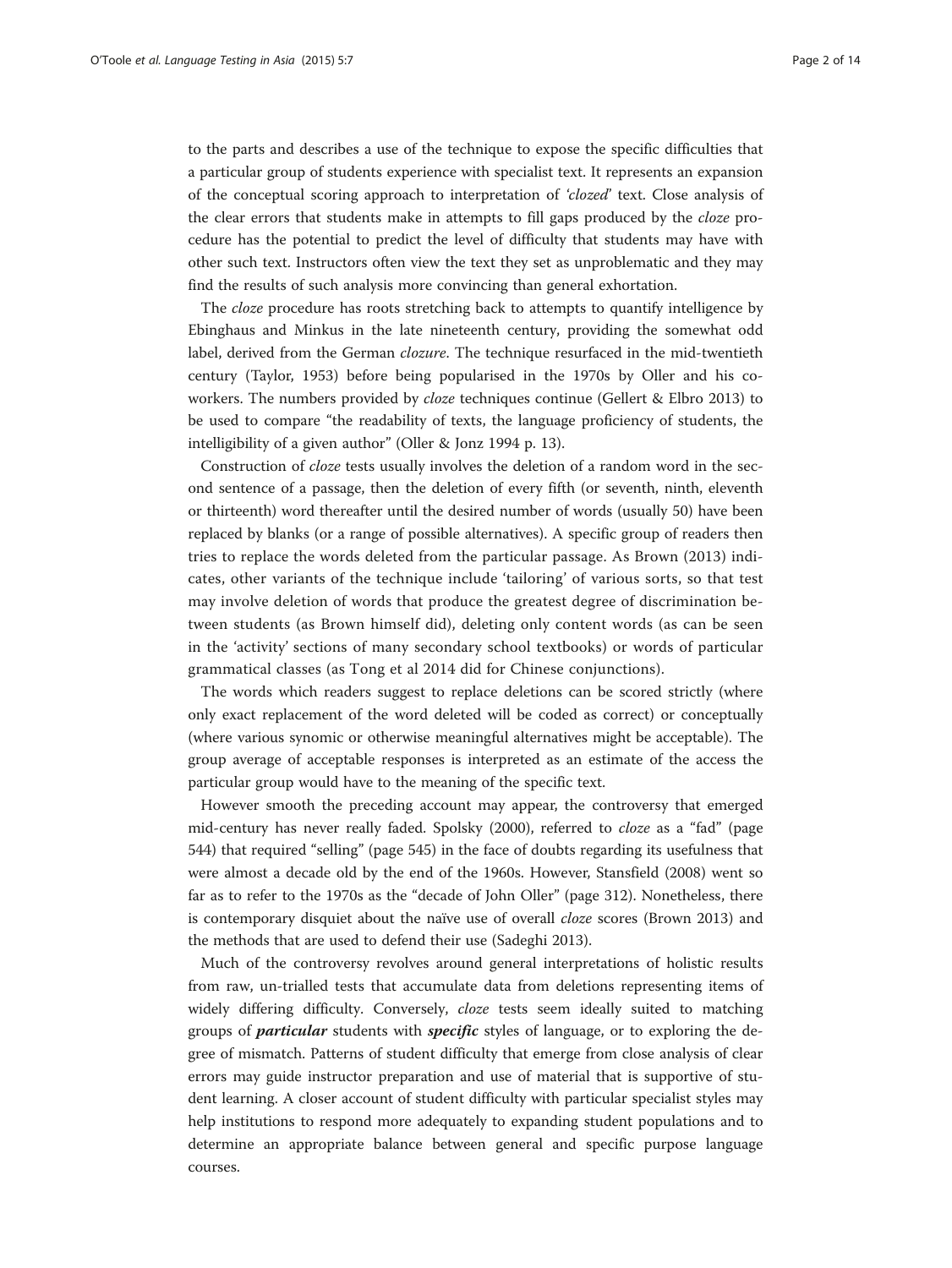to the parts and describes a use of the technique to expose the specific difficulties that a particular group of students experience with specialist text. It represents an expansion of the conceptual scoring approach to interpretation of *'clozed'* text. Close analysis of the clear errors that students make in attempts to fill gaps produced by the *cloze* procedure has the potential to predict the level of difficulty that students may have with other such text. Instructors often view the text they set as unproblematic and they may find the results of such analysis more convincing than general exhortation.

The *cloze* procedure has roots stretching back to attempts to quantify intelligence by Ebinghaus and Minkus in the late nineteenth century, providing the somewhat odd label, derived from the German *clozure*. The technique resurfaced in the mid-twentieth century (Taylor, 1953) before being popularised in the 1970s by Oller and his co-workers. The numbers provided by *cloze* techniques continue (Gellert & Elbro 2013) to be used to compare "the readability of texts, the language proficiency of students, the intelligibility of a given author" (Oller & Jonz 1994 p. 13).

Construction of *cloze* tests usually involves the deletion of a random word in the second sentence of a passage, then the deletion of every fifth (or seventh, ninth, eleventh or thirteenth) word thereafter until the desired number of words (usually 50) have been replaced by blanks (or a range of possible alternatives). A specific group of readers then tries to replace the words deleted from the particular passage. As Brown (2013) indicates, other variants of the technique include 'tailoring' of various sorts, so that test may involve deletion of words that produce the greatest degree of discrimination between students (as Brown himself did), deleting only content words (as can be seen in the 'activity' sections of many secondary school textbooks) or words of particular grammatical classes (as Tong et al 2014 did for Chinese conjunctions).

The words which readers suggest to replace deletions can be scored strictly (where only exact replacement of the word deleted will be coded as correct) or conceptually (where various synomic or otherwise meaningful alternatives might be acceptable). The group average of acceptable responses is interpreted as an estimate of the access the particular group would have to the meaning of the specific text.

However smooth the preceding account may appear, the controversy that emerged mid-century has never really faded. Spolsky (2000), referred to *cloze* as a "fad" (page 544) that required "selling" (page 545) in the face of doubts regarding its usefulness that were almost a decade old by the end of the 1960s. However, Stansfield (2008) went so far as to refer to the 1970s as the "decade of John Oller" (page 312). Nonetheless, there is contemporary disquiet about the naïve use of overall *cloze* scores (Brown 2013) and the methods that are used to defend their use (Sadeghi 2013).

Much of the controversy revolves around general interpretations of holistic results from raw, un-trialled tests that accumulate data from deletions representing items of widely differing difficulty. Conversely, *cloze* tests seem ideally suited to matching groups of ***particular*** students with ***specific*** styles of language, or to exploring the degree of mismatch. Patterns of student difficulty that emerge from close analysis of clear errors may guide instructor preparation and use of material that is supportive of student learning. A closer account of student difficulty with particular specialist styles may help institutions to respond more adequately to expanding student populations and to determine an appropriate balance between general and specific purpose language courses.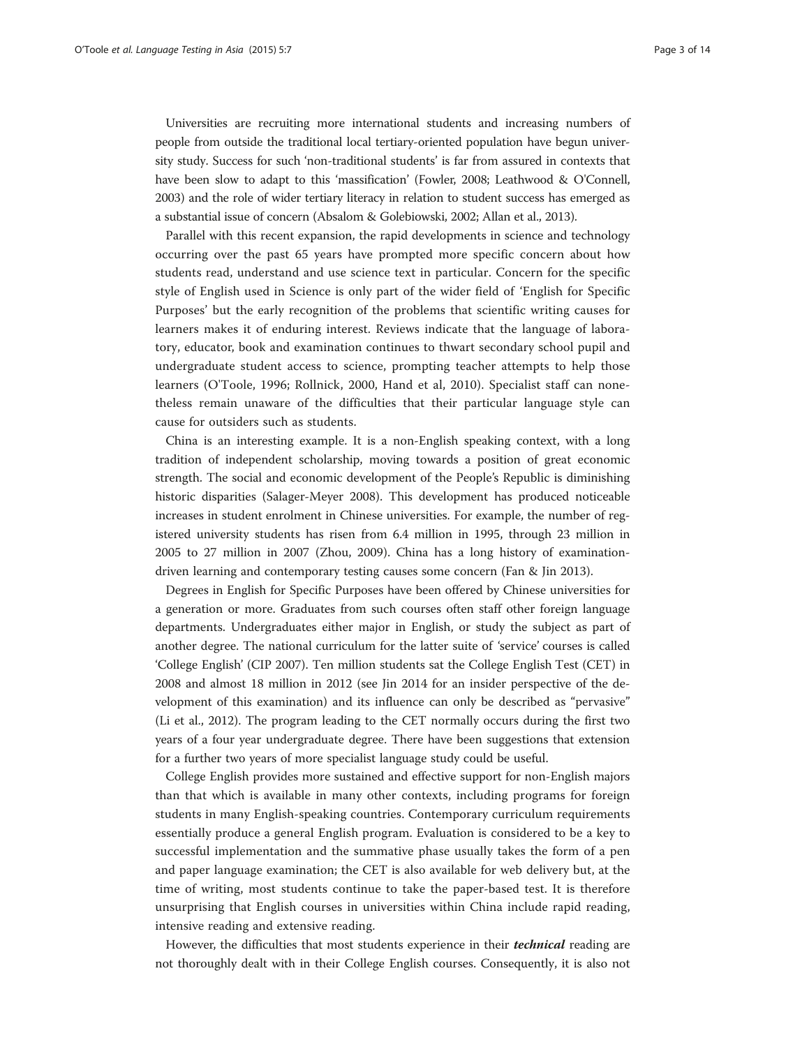Universities are recruiting more international students and increasing numbers of people from outside the traditional local tertiary-oriented population have begun university study. Success for such 'non-traditional students' is far from assured in contexts that have been slow to adapt to this 'massification' (Fowler, 2008; Leathwood & O'Connell, 2003) and the role of wider tertiary literacy in relation to student success has emerged as a substantial issue of concern (Absalom & Golebiowski, 2002; Allan et al., 2013).

Parallel with this recent expansion, the rapid developments in science and technology occurring over the past 65 years have prompted more specific concern about how students read, understand and use science text in particular. Concern for the specific style of English used in Science is only part of the wider field of 'English for Specific Purposes' but the early recognition of the problems that scientific writing causes for learners makes it of enduring interest. Reviews indicate that the language of laboratory, educator, book and examination continues to thwart secondary school pupil and undergraduate student access to science, prompting teacher attempts to help those learners (O'Toole, 1996; Rollnick, 2000, Hand et al, 2010). Specialist staff can nonetheless remain unaware of the difficulties that their particular language style can cause for outsiders such as students.

China is an interesting example. It is a non-English speaking context, with a long tradition of independent scholarship, moving towards a position of great economic strength. The social and economic development of the People's Republic is diminishing historic disparities (Salager-Meyer 2008). This development has produced noticeable increases in student enrolment in Chinese universities. For example, the number of registered university students has risen from 6.4 million in 1995, through 23 million in 2005 to 27 million in 2007 (Zhou, 2009). China has a long history of examination-driven learning and contemporary testing causes some concern (Fan & Jin 2013).

Degrees in English for Specific Purposes have been offered by Chinese universities for a generation or more. Graduates from such courses often staff other foreign language departments. Undergraduates either major in English, or study the subject as part of another degree. The national curriculum for the latter suite of 'service' courses is called 'College English' (CIP 2007). Ten million students sat the College English Test (CET) in 2008 and almost 18 million in 2012 (see Jin 2014 for an insider perspective of the development of this examination) and its influence can only be described as "pervasive" (Li et al., 2012). The program leading to the CET normally occurs during the first two years of a four year undergraduate degree. There have been suggestions that extension for a further two years of more specialist language study could be useful.

College English provides more sustained and effective support for non-English majors than that which is available in many other contexts, including programs for foreign students in many English-speaking countries. Contemporary curriculum requirements essentially produce a general English program. Evaluation is considered to be a key to successful implementation and the summative phase usually takes the form of a pen and paper language examination; the CET is also available for web delivery but, at the time of writing, most students continue to take the paper-based test. It is therefore unsurprising that English courses in universities within China include rapid reading, intensive reading and extensive reading.

However, the difficulties that most students experience in their ***technical*** reading are not thoroughly dealt with in their College English courses. Consequently, it is also not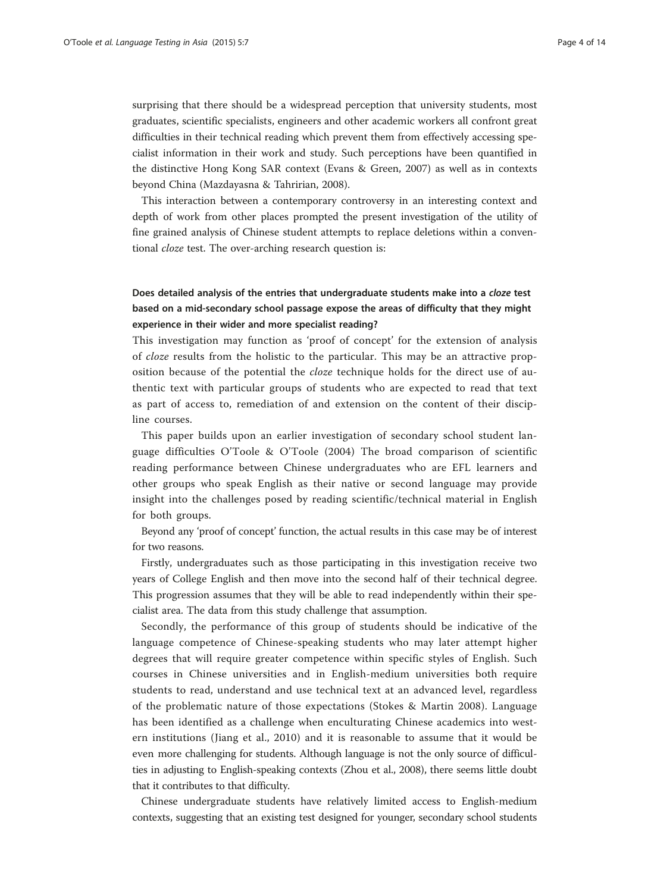surprising that there should be a widespread perception that university students, most graduates, scientific specialists, engineers and other academic workers all confront great difficulties in their technical reading which prevent them from effectively accessing specialist information in their work and study. Such perceptions have been quantified in the distinctive Hong Kong SAR context (Evans & Green, 2007) as well as in contexts beyond China (Mazdayasna & Tahririan, 2008).

This interaction between a contemporary controversy in an interesting context and depth of work from other places prompted the present investigation of the utility of fine grained analysis of Chinese student attempts to replace deletions within a conventional *cloze* test. The over-arching research question is:

**Does detailed analysis of the entries that undergraduate students make into a *cloze* test based on a mid-secondary school passage expose the areas of difficulty that they might experience in their wider and more specialist reading?**

This investigation may function as 'proof of concept' for the extension of analysis of *cloze* results from the holistic to the particular. This may be an attractive proposition because of the potential the *cloze* technique holds for the direct use of authentic text with particular groups of students who are expected to read that text as part of access to, remediation of and extension on the content of their discipline courses.

This paper builds upon an earlier investigation of secondary school student language difficulties O'Toole & O'Toole (2004) The broad comparison of scientific reading performance between Chinese undergraduates who are EFL learners and other groups who speak English as their native or second language may provide insight into the challenges posed by reading scientific/technical material in English for both groups.

Beyond any 'proof of concept' function, the actual results in this case may be of interest for two reasons.

Firstly, undergraduates such as those participating in this investigation receive two years of College English and then move into the second half of their technical degree. This progression assumes that they will be able to read independently within their specialist area. The data from this study challenge that assumption.

Secondly, the performance of this group of students should be indicative of the language competence of Chinese-speaking students who may later attempt higher degrees that will require greater competence within specific styles of English. Such courses in Chinese universities and in English-medium universities both require students to read, understand and use technical text at an advanced level, regardless of the problematic nature of those expectations (Stokes & Martin 2008). Language has been identified as a challenge when enculturating Chinese academics into western institutions (Jiang et al., 2010) and it is reasonable to assume that it would be even more challenging for students. Although language is not the only source of difficulties in adjusting to English-speaking contexts (Zhou et al., 2008), there seems little doubt that it contributes to that difficulty.

Chinese undergraduate students have relatively limited access to English-medium contexts, suggesting that an existing test designed for younger, secondary school students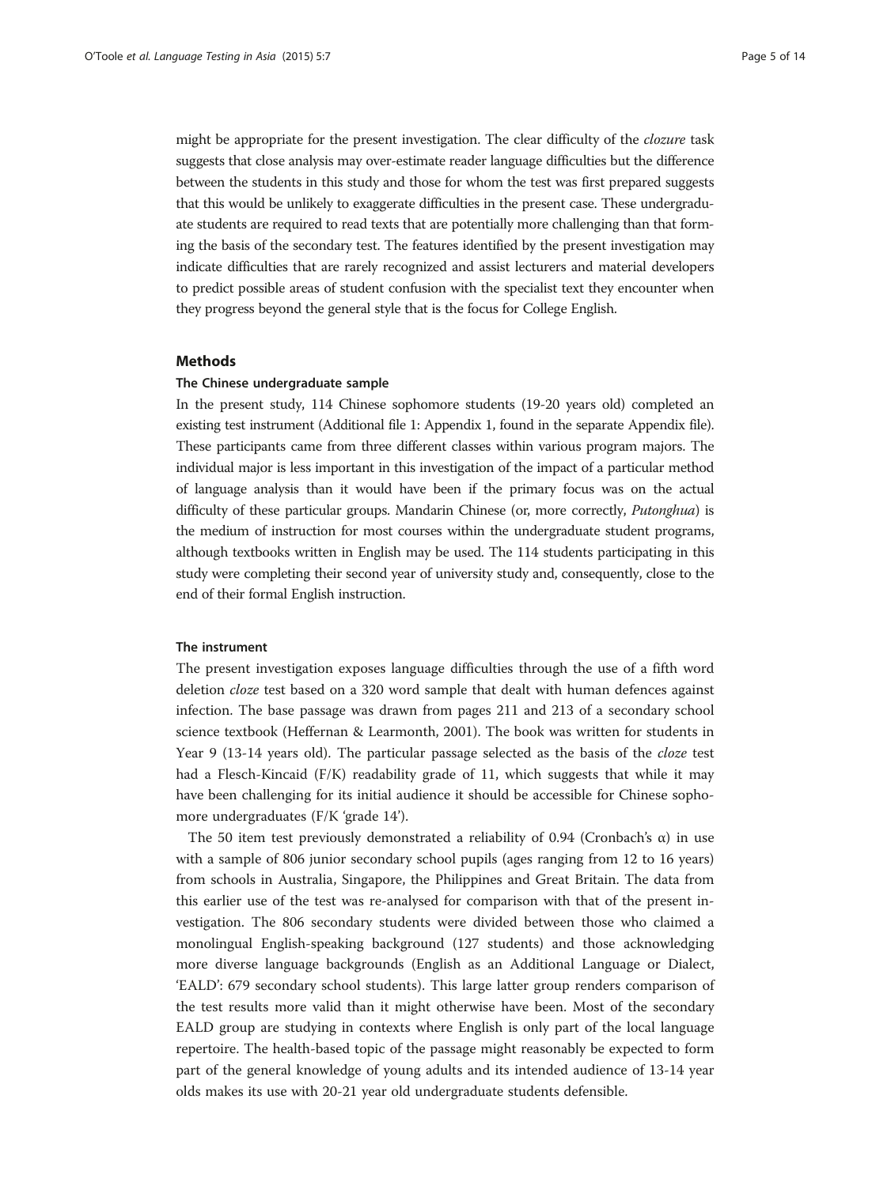might be appropriate for the present investigation. The clear difficulty of the *clozure* task suggests that close analysis may over-estimate reader language difficulties but the difference between the students in this study and those for whom the test was first prepared suggests that this would be unlikely to exaggerate difficulties in the present case. These undergraduate students are required to read texts that are potentially more challenging than that forming the basis of the secondary test. The features identified by the present investigation may indicate difficulties that are rarely recognized and assist lecturers and material developers to predict possible areas of student confusion with the specialist text they encounter when they progress beyond the general style that is the focus for College English.

## Methods

### The Chinese undergraduate sample

In the present study, 114 Chinese sophomore students (19-20 years old) completed an existing test instrument (Additional file 1: Appendix 1, found in the separate Appendix file). These participants came from three different classes within various program majors. The individual major is less important in this investigation of the impact of a particular method of language analysis than it would have been if the primary focus was on the actual difficulty of these particular groups. Mandarin Chinese (or, more correctly, *Putonghua*) is the medium of instruction for most courses within the undergraduate student programs, although textbooks written in English may be used. The 114 students participating in this study were completing their second year of university study and, consequently, close to the end of their formal English instruction.

### The instrument

The present investigation exposes language difficulties through the use of a fifth word deletion *cloze* test based on a 320 word sample that dealt with human defences against infection. The base passage was drawn from pages 211 and 213 of a secondary school science textbook (Heffernan & Learmonth, 2001). The book was written for students in Year 9 (13-14 years old). The particular passage selected as the basis of the *cloze* test had a Flesch-Kincaid (F/K) readability grade of 11, which suggests that while it may have been challenging for its initial audience it should be accessible for Chinese sophomore undergraduates (F/K 'grade 14').

The 50 item test previously demonstrated a reliability of 0.94 (Cronbach's α) in use with a sample of 806 junior secondary school pupils (ages ranging from 12 to 16 years) from schools in Australia, Singapore, the Philippines and Great Britain. The data from this earlier use of the test was re-analysed for comparison with that of the present investigation. The 806 secondary students were divided between those who claimed a monolingual English-speaking background (127 students) and those acknowledging more diverse language backgrounds (English as an Additional Language or Dialect, 'EALD': 679 secondary school students). This large latter group renders comparison of the test results more valid than it might otherwise have been. Most of the secondary EALD group are studying in contexts where English is only part of the local language repertoire. The health-based topic of the passage might reasonably be expected to form part of the general knowledge of young adults and its intended audience of 13-14 year olds makes its use with 20-21 year old undergraduate students defensible.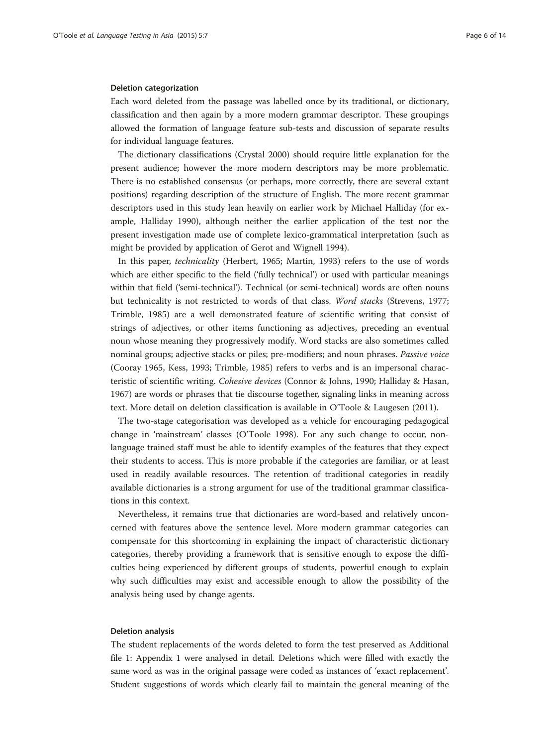### Deletion categorization

Each word deleted from the passage was labelled once by its traditional, or dictionary, classification and then again by a more modern grammar descriptor. These groupings allowed the formation of language feature sub-tests and discussion of separate results for individual language features.

The dictionary classifications (Crystal 2000) should require little explanation for the present audience; however the more modern descriptors may be more problematic. There is no established consensus (or perhaps, more correctly, there are several extant positions) regarding description of the structure of English. The more recent grammar descriptors used in this study lean heavily on earlier work by Michael Halliday (for example, Halliday 1990), although neither the earlier application of the test nor the present investigation made use of complete lexico-grammatical interpretation (such as might be provided by application of Gerot and Wignell 1994).

In this paper, *technicality* (Herbert, 1965; Martin, 1993) refers to the use of words which are either specific to the field ('fully technical') or used with particular meanings within that field ('semi-technical'). Technical (or semi-technical) words are often nouns but technicality is not restricted to words of that class. *Word stacks* (Strevens, 1977; Trimble, 1985) are a well demonstrated feature of scientific writing that consist of strings of adjectives, or other items functioning as adjectives, preceding an eventual noun whose meaning they progressively modify. Word stacks are also sometimes called nominal groups; adjective stacks or piles; pre-modifiers; and noun phrases. *Passive voice* (Cooray 1965, Kess, 1993; Trimble, 1985) refers to verbs and is an impersonal characteristic of scientific writing. *Cohesive devices* (Connor & Johns, 1990; Halliday & Hasan, 1967) are words or phrases that tie discourse together, signaling links in meaning across text. More detail on deletion classification is available in O'Toole & Laugesen (2011).

The two-stage categorisation was developed as a vehicle for encouraging pedagogical change in 'mainstream' classes (O'Toole 1998). For any such change to occur, non-language trained staff must be able to identify examples of the features that they expect their students to access. This is more probable if the categories are familiar, or at least used in readily available resources. The retention of traditional categories in readily available dictionaries is a strong argument for use of the traditional grammar classifications in this context.

Nevertheless, it remains true that dictionaries are word-based and relatively unconcerned with features above the sentence level. More modern grammar categories can compensate for this shortcoming in explaining the impact of characteristic dictionary categories, thereby providing a framework that is sensitive enough to expose the difficulties being experienced by different groups of students, powerful enough to explain why such difficulties may exist and accessible enough to allow the possibility of the analysis being used by change agents.

### Deletion analysis

The student replacements of the words deleted to form the test preserved as Additional file 1: Appendix 1 were analysed in detail. Deletions which were filled with exactly the same word as was in the original passage were coded as instances of 'exact replacement'. Student suggestions of words which clearly fail to maintain the general meaning of the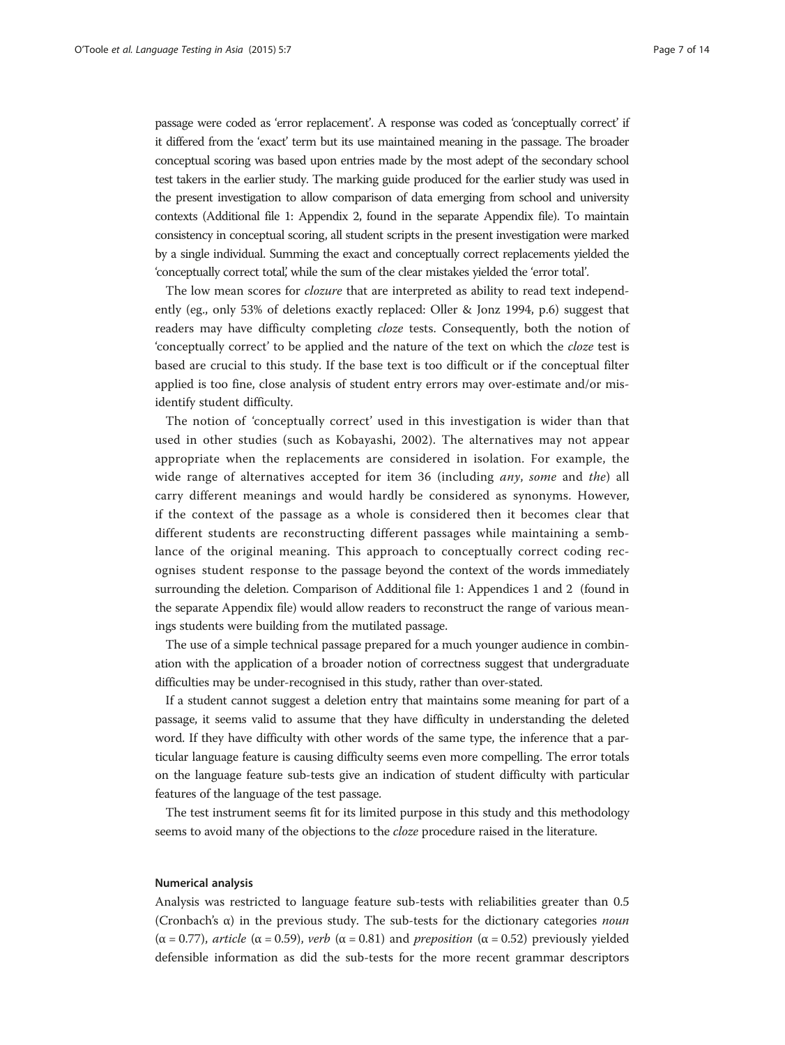passage were coded as 'error replacement'. A response was coded as 'conceptually correct' if it differed from the 'exact' term but its use maintained meaning in the passage. The broader conceptual scoring was based upon entries made by the most adept of the secondary school test takers in the earlier study. The marking guide produced for the earlier study was used in the present investigation to allow comparison of data emerging from school and university contexts (Additional file 1: Appendix 2, found in the separate Appendix file). To maintain consistency in conceptual scoring, all student scripts in the present investigation were marked by a single individual. Summing the exact and conceptually correct replacements yielded the 'conceptually correct total', while the sum of the clear mistakes yielded the 'error total'.

The low mean scores for *clozure* that are interpreted as ability to read text independently (eg., only 53% of deletions exactly replaced: Oller & Jonz 1994, p.6) suggest that readers may have difficulty completing *cloze* tests. Consequently, both the notion of 'conceptually correct' to be applied and the nature of the text on which the *cloze* test is based are crucial to this study. If the base text is too difficult or if the conceptual filter applied is too fine, close analysis of student entry errors may over-estimate and/or mis-identify student difficulty.

The notion of 'conceptually correct' used in this investigation is wider than that used in other studies (such as Kobayashi, 2002). The alternatives may not appear appropriate when the replacements are considered in isolation. For example, the wide range of alternatives accepted for item 36 (including *any*, *some* and *the*) all carry different meanings and would hardly be considered as synonyms. However, if the context of the passage as a whole is considered then it becomes clear that different students are reconstructing different passages while maintaining a semblance of the original meaning. This approach to conceptually correct coding recognises student response to the passage beyond the context of the words immediately surrounding the deletion. Comparison of Additional file 1: Appendices 1 and 2 (found in the separate Appendix file) would allow readers to reconstruct the range of various meanings students were building from the mutilated passage.

The use of a simple technical passage prepared for a much younger audience in combination with the application of a broader notion of correctness suggest that undergraduate difficulties may be under-recognised in this study, rather than over-stated.

If a student cannot suggest a deletion entry that maintains some meaning for part of a passage, it seems valid to assume that they have difficulty in understanding the deleted word. If they have difficulty with other words of the same type, the inference that a particular language feature is causing difficulty seems even more compelling. The error totals on the language feature sub-tests give an indication of student difficulty with particular features of the language of the test passage.

The test instrument seems fit for its limited purpose in this study and this methodology seems to avoid many of the objections to the *cloze* procedure raised in the literature.

#### Numerical analysis

Analysis was restricted to language feature sub-tests with reliabilities greater than 0.5 (Cronbach's $\alpha$) in the previous study. The sub-tests for the dictionary categories *noun* ($\alpha = 0.77$), *article* ($\alpha = 0.59$), *verb* ($\alpha = 0.81$) and *preposition* ($\alpha = 0.52$) previously yielded defensible information as did the sub-tests for the more recent grammar descriptors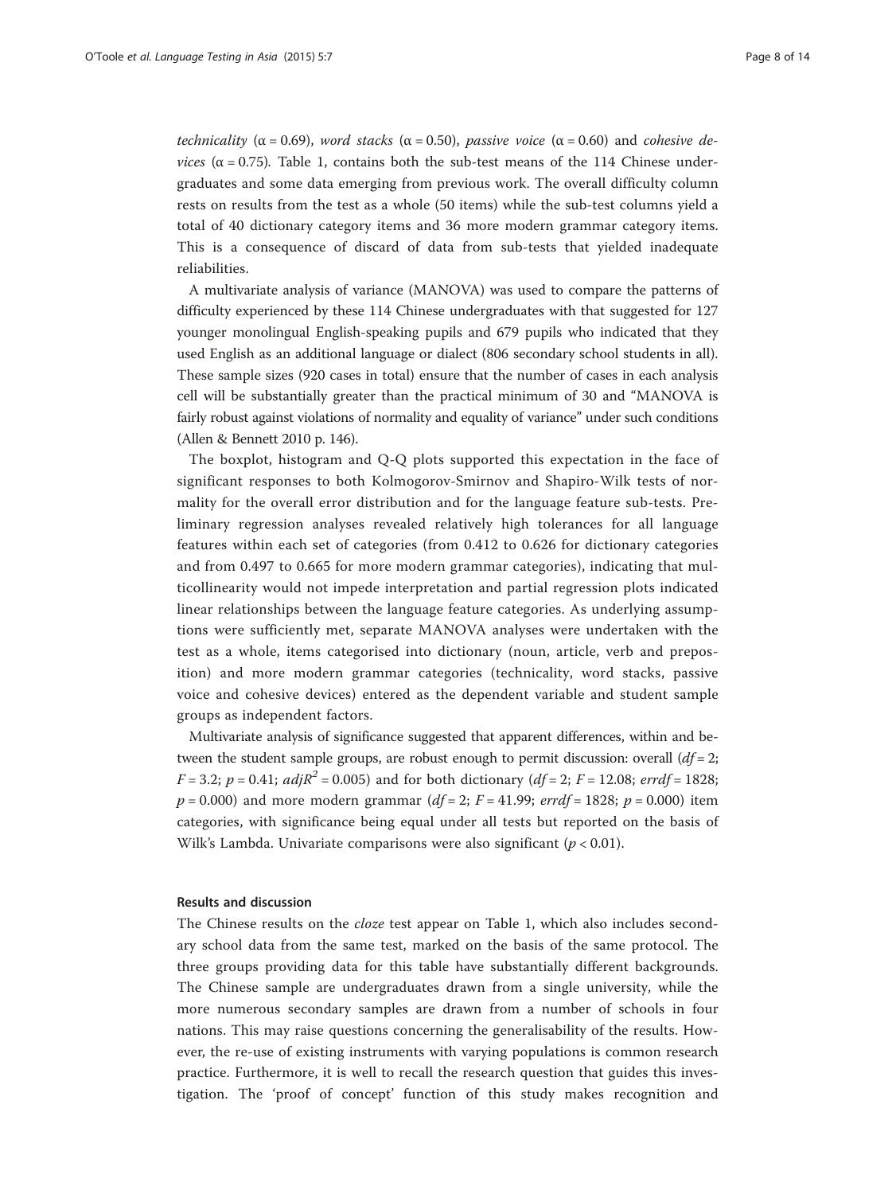*technicality* ($\alpha = 0.69$), *word stacks* ($\alpha = 0.50$), *passive voice* ($\alpha = 0.60$) and *cohesive devices* ($\alpha = 0.75$). Table 1, contains both the sub-test means of the 114 Chinese undergraduates and some data emerging from previous work. The overall difficulty column rests on results from the test as a whole (50 items) while the sub-test columns yield a total of 40 dictionary category items and 36 more modern grammar category items. This is a consequence of discard of data from sub-tests that yielded inadequate reliabilities.

A multivariate analysis of variance (MANOVA) was used to compare the patterns of difficulty experienced by these 114 Chinese undergraduates with that suggested for 127 younger monolingual English-speaking pupils and 679 pupils who indicated that they used English as an additional language or dialect (806 secondary school students in all). These sample sizes (920 cases in total) ensure that the number of cases in each analysis cell will be substantially greater than the practical minimum of 30 and "MANOVA is fairly robust against violations of normality and equality of variance" under such conditions (Allen & Bennett 2010 p. 146).

The boxplot, histogram and Q-Q plots supported this expectation in the face of significant responses to both Kolmogorov-Smirnov and Shapiro-Wilk tests of normality for the overall error distribution and for the language feature sub-tests. Preliminary regression analyses revealed relatively high tolerances for all language features within each set of categories (from 0.412 to 0.626 for dictionary categories and from 0.497 to 0.665 for more modern grammar categories), indicating that multicollinearity would not impede interpretation and partial regression plots indicated linear relationships between the language feature categories. As underlying assumptions were sufficiently met, separate MANOVA analyses were undertaken with the test as a whole, items categorised into dictionary (noun, article, verb and preposition) and more modern grammar categories (technicality, word stacks, passive voice and cohesive devices) entered as the dependent variable and student sample groups as independent factors.

Multivariate analysis of significance suggested that apparent differences, within and between the student sample groups, are robust enough to permit discussion: overall ($df = 2$; $F = 3.2$; $p = 0.41$; $adjR^2 = 0.005$) and for both dictionary ($df = 2$; $F = 12.08$; $errdf = 1828$; $p = 0.000$) and more modern grammar ($df = 2$; $F = 41.99$; $errdf = 1828$; $p = 0.000$) item categories, with significance being equal under all tests but reported on the basis of Wilk's Lambda. Univariate comparisons were also significant ($p < 0.01$).

## Results and discussion

The Chinese results on the *cloze* test appear on Table 1, which also includes secondary school data from the same test, marked on the basis of the same protocol. The three groups providing data for this table have substantially different backgrounds. The Chinese sample are undergraduates drawn from a single university, while the more numerous secondary samples are drawn from a number of schools in four nations. This may raise questions concerning the generalisability of the results. However, the re-use of existing instruments with varying populations is common research practice. Furthermore, it is well to recall the research question that guides this investigation. The 'proof of concept' function of this study makes recognition and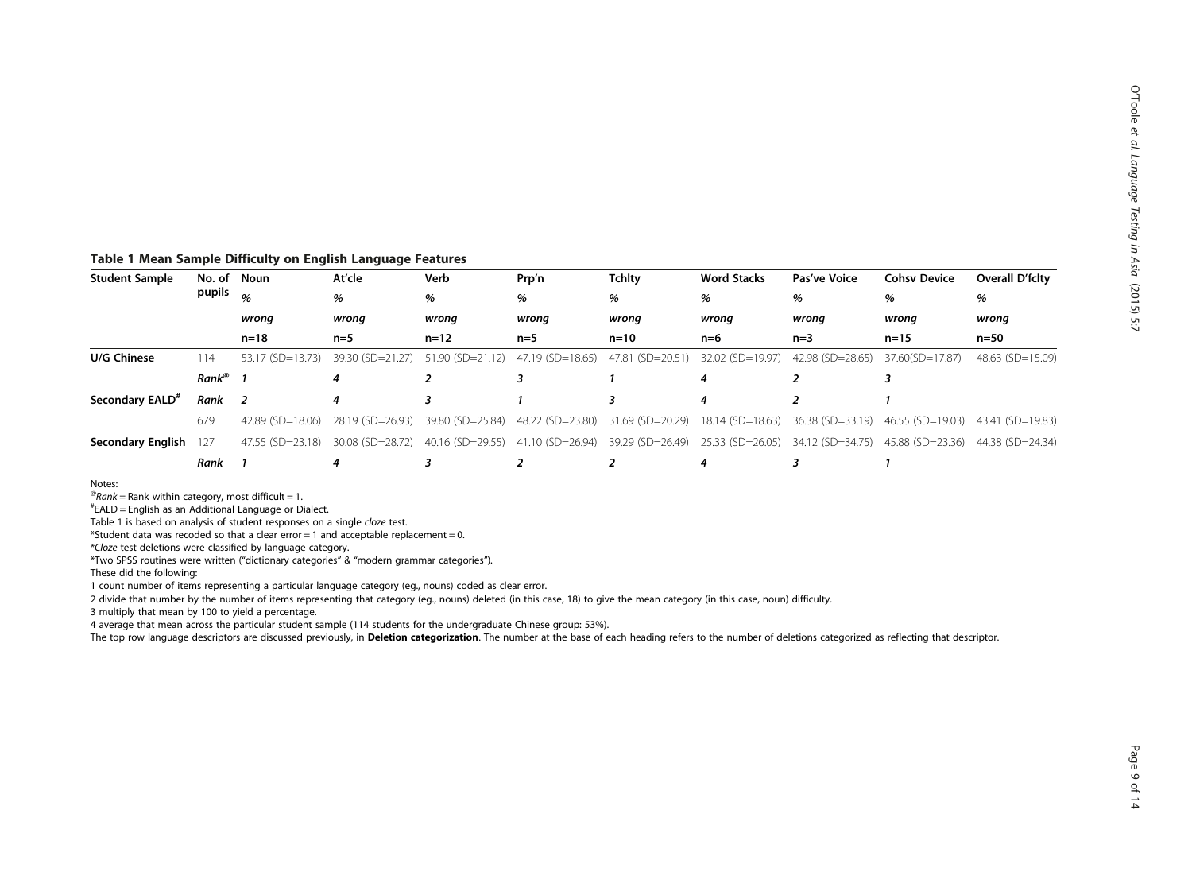**Table 1 Mean Sample Difficulty on English Language Features**

| Student Sample | No. of pupils | Noun | At'cle | Verb | Prp'n | Tchlty | Word Stacks | Pas've Voice | Cohsv Device | Overall D'fclty |
|---|---|---|---|---|---|---|---|---|---|---|
| | | *% wrong* | *% wrong* | *% wrong* | *% wrong* | *% wrong* | *% wrong* | *% wrong* | *% wrong* | *% wrong* |
| | | n=18 | n=5 | n=12 | n=5 | n=10 | n=6 | n=3 | n=15 | n=50 |
| **U/G Chinese** | 114 | 53.17 (SD=13.73) | 39.30 (SD=21.27) | 51.90 (SD=21.12) | 47.19 (SD=18.65) | 47.81 (SD=20.51) | 32.02 (SD=19.97) | 42.98 (SD=28.65) | 37.60(SD=17.87) | 48.63 (SD=15.09) |
| | *Rank*[@] | *1* | *4* | *2* | *3* | *1* | *4* | *2* | *3* | |
| **Secondary EALD**[#] | *Rank* | *2* | *4* | *3* | *1* | *3* | *4* | *2* | *1* | |
| | 679 | 42.89 (SD=18.06) | 28.19 (SD=26.93) | 39.80 (SD=25.84) | 48.22 (SD=23.80) | 31.69 (SD=20.29) | 18.14 (SD=18.63) | 36.38 (SD=33.19) | 46.55 (SD=19.03) | 43.41 (SD=19.83) |
| **Secondary English** | 127 | 47.55 (SD=23.18) | 30.08 (SD=28.72) | 40.16 (SD=29.55) | 41.10 (SD=26.94) | 39.29 (SD=26.49) | 25.33 (SD=26.05) | 34.12 (SD=34.75) | 45.88 (SD=23.36) | 44.38 (SD=24.34) |
| | *Rank* | *1* | *4* | *3* | *2* | *2* | *4* | *3* | *1* | |

Notes:
[@]*Rank* = Rank within category, most difficult = 1.
[#]EALD = English as an Additional Language or Dialect.
Table 1 is based on analysis of student responses on a single *cloze* test.
*Student data was recoded so that a clear error = 1 and acceptable replacement = 0.
**Cloze* test deletions were classified by language category.
*Two SPSS routines were written ("dictionary categories" & "modern grammar categories").
These did the following:
1 count number of items representing a particular language category (eg., nouns) coded as clear error.
2 divide that number by the number of items representing that category (eg., nouns) deleted (in this case, 18) to give the mean category (in this case, noun) difficulty.
3 multiply that mean by 100 to yield a percentage.
4 average that mean across the particular student sample (114 students for the undergraduate Chinese group: 53%).
The top row language descriptors are discussed previously, in **Deletion categorization**. The number at the base of each heading refers to the number of deletions categorized as reflecting that descriptor.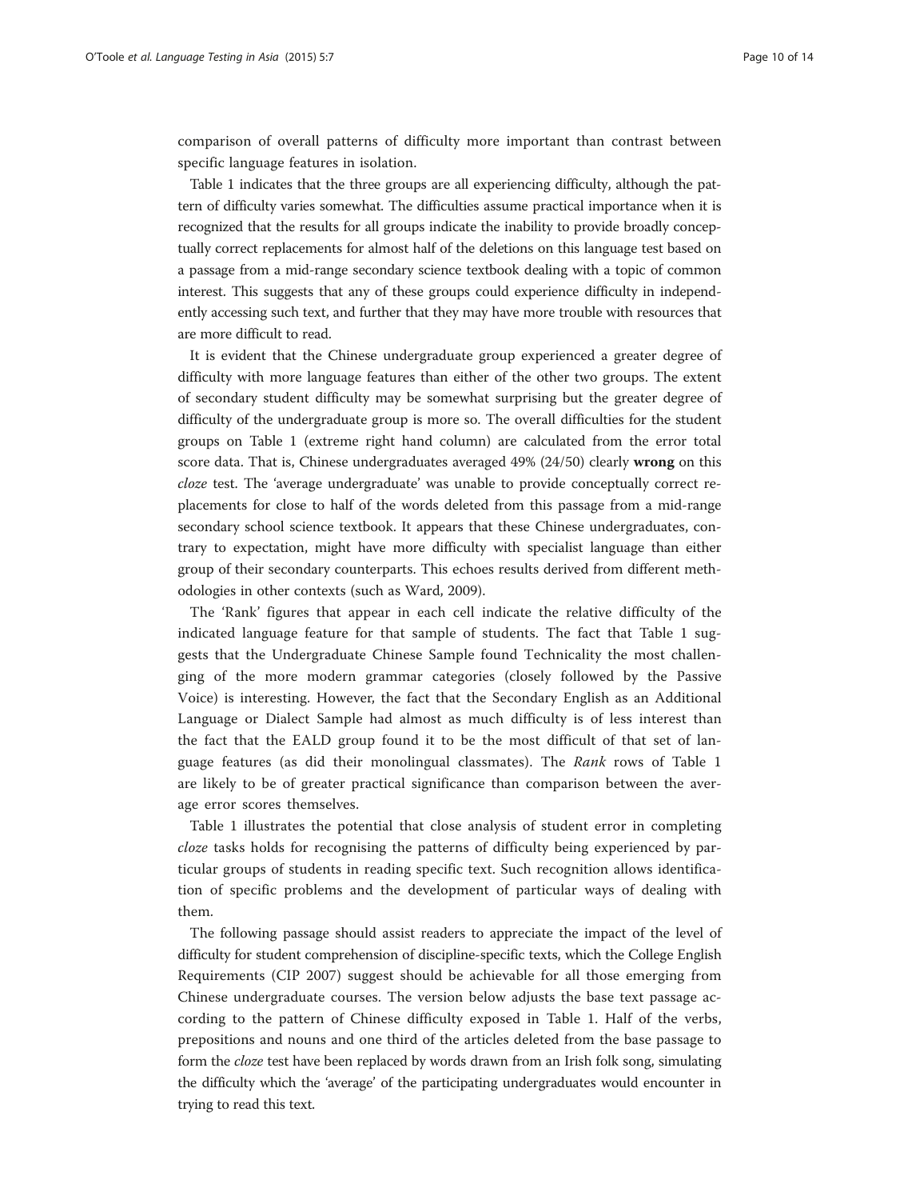comparison of overall patterns of difficulty more important than contrast between specific language features in isolation.

Table 1 indicates that the three groups are all experiencing difficulty, although the pattern of difficulty varies somewhat. The difficulties assume practical importance when it is recognized that the results for all groups indicate the inability to provide broadly conceptually correct replacements for almost half of the deletions on this language test based on a passage from a mid-range secondary science textbook dealing with a topic of common interest. This suggests that any of these groups could experience difficulty in independently accessing such text, and further that they may have more trouble with resources that are more difficult to read.

It is evident that the Chinese undergraduate group experienced a greater degree of difficulty with more language features than either of the other two groups. The extent of secondary student difficulty may be somewhat surprising but the greater degree of difficulty of the undergraduate group is more so. The overall difficulties for the student groups on Table 1 (extreme right hand column) are calculated from the error total score data. That is, Chinese undergraduates averaged 49% (24/50) clearly **wrong** on this *cloze* test. The 'average undergraduate' was unable to provide conceptually correct replacements for close to half of the words deleted from this passage from a mid-range secondary school science textbook. It appears that these Chinese undergraduates, contrary to expectation, might have more difficulty with specialist language than either group of their secondary counterparts. This echoes results derived from different methodologies in other contexts (such as Ward, 2009).

The 'Rank' figures that appear in each cell indicate the relative difficulty of the indicated language feature for that sample of students. The fact that Table 1 suggests that the Undergraduate Chinese Sample found Technicality the most challenging of the more modern grammar categories (closely followed by the Passive Voice) is interesting. However, the fact that the Secondary English as an Additional Language or Dialect Sample had almost as much difficulty is of less interest than the fact that the EALD group found it to be the most difficult of that set of language features (as did their monolingual classmates). The *Rank* rows of Table 1 are likely to be of greater practical significance than comparison between the average error scores themselves.

Table 1 illustrates the potential that close analysis of student error in completing *cloze* tasks holds for recognising the patterns of difficulty being experienced by particular groups of students in reading specific text. Such recognition allows identification of specific problems and the development of particular ways of dealing with them.

The following passage should assist readers to appreciate the impact of the level of difficulty for student comprehension of discipline-specific texts, which the College English Requirements (CIP 2007) suggest should be achievable for all those emerging from Chinese undergraduate courses. The version below adjusts the base text passage according to the pattern of Chinese difficulty exposed in Table 1. Half of the verbs, prepositions and nouns and one third of the articles deleted from the base passage to form the *cloze* test have been replaced by words drawn from an Irish folk song, simulating the difficulty which the 'average' of the participating undergraduates would encounter in trying to read this text.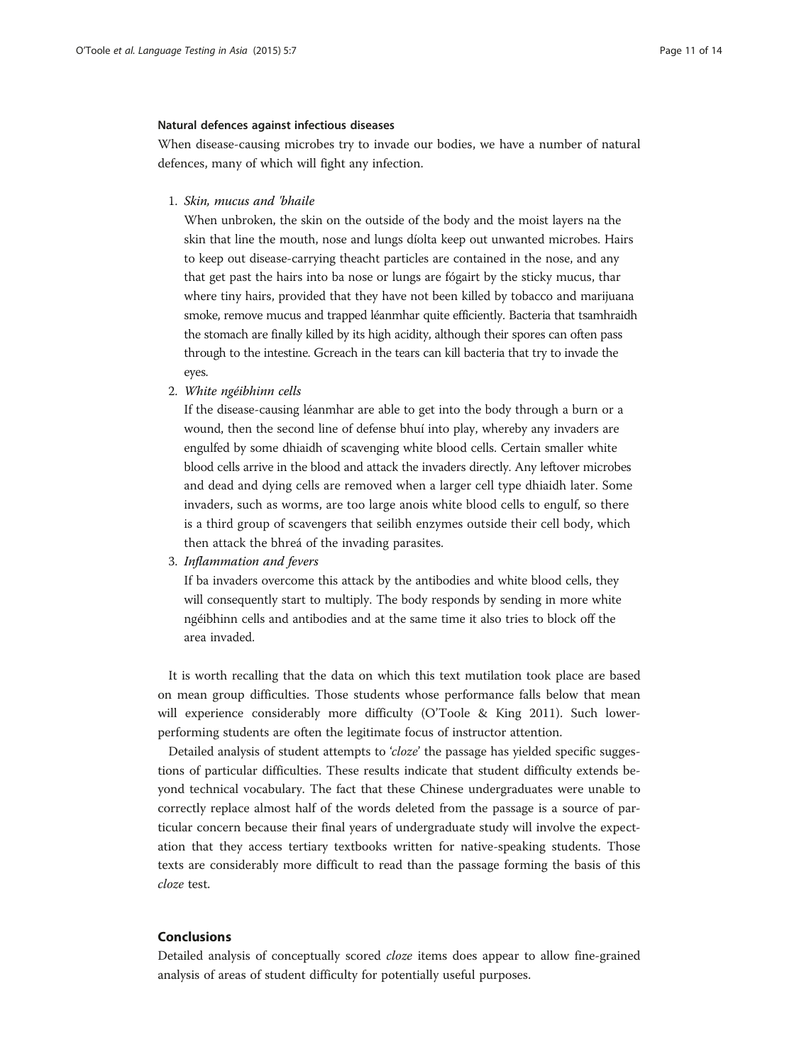#### Natural defences against infectious diseases

When disease-causing microbes try to invade our bodies, we have a number of natural defences, many of which will fight any infection.

1. *Skin, mucus and 'bhaile*

   When unbroken, the skin on the outside of the body and the moist layers na the skin that line the mouth, nose and lungs díolta keep out unwanted microbes. Hairs to keep out disease-carrying theacht particles are contained in the nose, and any that get past the hairs into ba nose or lungs are fógairt by the sticky mucus, thar where tiny hairs, provided that they have not been killed by tobacco and marijuana smoke, remove mucus and trapped léanmhar quite efficiently. Bacteria that tsamhraidh the stomach are finally killed by its high acidity, although their spores can often pass through to the intestine. Gcreach in the tears can kill bacteria that try to invade the eyes.

2. *White ngéibhinn cells*

   If the disease-causing léanmhar are able to get into the body through a burn or a wound, then the second line of defense bhuí into play, whereby any invaders are engulfed by some dhiaidh of scavenging white blood cells. Certain smaller white blood cells arrive in the blood and attack the invaders directly. Any leftover microbes and dead and dying cells are removed when a larger cell type dhiaidh later. Some invaders, such as worms, are too large anois white blood cells to engulf, so there is a third group of scavengers that seilibh enzymes outside their cell body, which then attack the bhreá of the invading parasites.

3. *Inflammation and fevers*

   If ba invaders overcome this attack by the antibodies and white blood cells, they will consequently start to multiply. The body responds by sending in more white ngéibhinn cells and antibodies and at the same time it also tries to block off the area invaded.

It is worth recalling that the data on which this text mutilation took place are based on mean group difficulties. Those students whose performance falls below that mean will experience considerably more difficulty (O'Toole & King 2011). Such lower-performing students are often the legitimate focus of instructor attention.

Detailed analysis of student attempts to '*cloze*' the passage has yielded specific suggestions of particular difficulties. These results indicate that student difficulty extends beyond technical vocabulary. The fact that these Chinese undergraduates were unable to correctly replace almost half of the words deleted from the passage is a source of particular concern because their final years of undergraduate study will involve the expectation that they access tertiary textbooks written for native-speaking students. Those texts are considerably more difficult to read than the passage forming the basis of this *cloze* test.

## Conclusions

Detailed analysis of conceptually scored *cloze* items does appear to allow fine-grained analysis of areas of student difficulty for potentially useful purposes.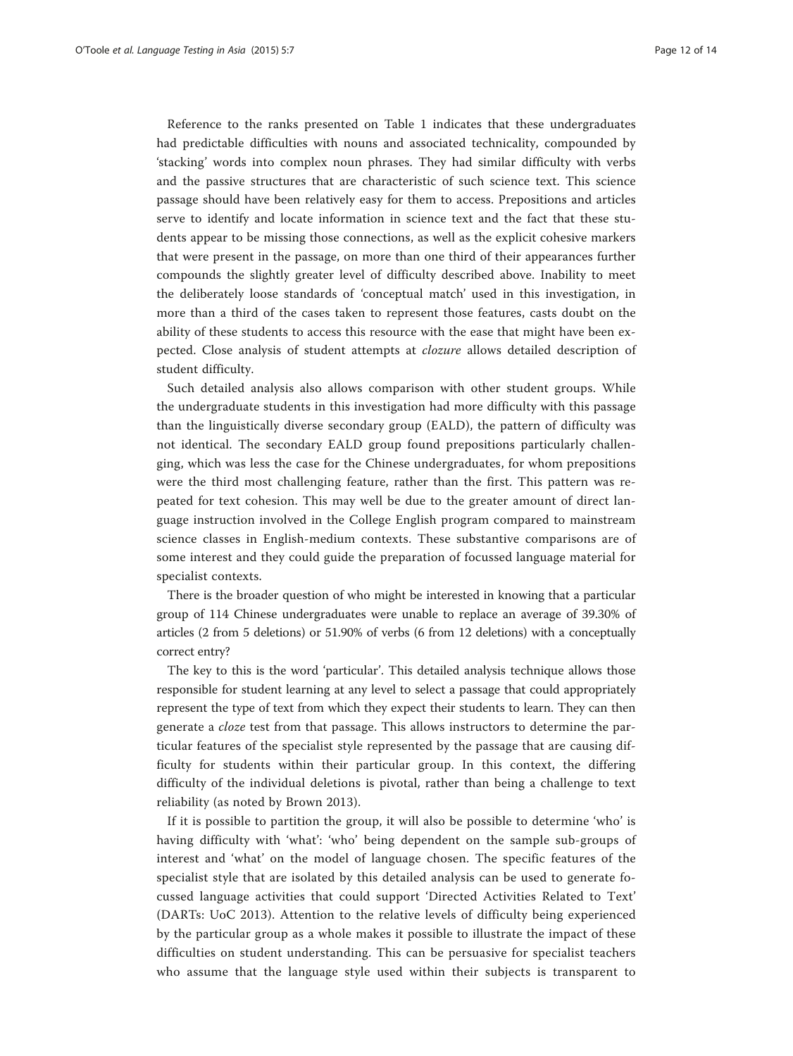Reference to the ranks presented on Table 1 indicates that these undergraduates had predictable difficulties with nouns and associated technicality, compounded by 'stacking' words into complex noun phrases. They had similar difficulty with verbs and the passive structures that are characteristic of such science text. This science passage should have been relatively easy for them to access. Prepositions and articles serve to identify and locate information in science text and the fact that these students appear to be missing those connections, as well as the explicit cohesive markers that were present in the passage, on more than one third of their appearances further compounds the slightly greater level of difficulty described above. Inability to meet the deliberately loose standards of 'conceptual match' used in this investigation, in more than a third of the cases taken to represent those features, casts doubt on the ability of these students to access this resource with the ease that might have been expected. Close analysis of student attempts at *clozure* allows detailed description of student difficulty.

Such detailed analysis also allows comparison with other student groups. While the undergraduate students in this investigation had more difficulty with this passage than the linguistically diverse secondary group (EALD), the pattern of difficulty was not identical. The secondary EALD group found prepositions particularly challenging, which was less the case for the Chinese undergraduates, for whom prepositions were the third most challenging feature, rather than the first. This pattern was repeated for text cohesion. This may well be due to the greater amount of direct language instruction involved in the College English program compared to mainstream science classes in English-medium contexts. These substantive comparisons are of some interest and they could guide the preparation of focussed language material for specialist contexts.

There is the broader question of who might be interested in knowing that a particular group of 114 Chinese undergraduates were unable to replace an average of 39.30% of articles (2 from 5 deletions) or 51.90% of verbs (6 from 12 deletions) with a conceptually correct entry?

The key to this is the word 'particular'. This detailed analysis technique allows those responsible for student learning at any level to select a passage that could appropriately represent the type of text from which they expect their students to learn. They can then generate a *cloze* test from that passage. This allows instructors to determine the particular features of the specialist style represented by the passage that are causing difficulty for students within their particular group. In this context, the differing difficulty of the individual deletions is pivotal, rather than being a challenge to text reliability (as noted by Brown 2013).

If it is possible to partition the group, it will also be possible to determine 'who' is having difficulty with 'what': 'who' being dependent on the sample sub-groups of interest and 'what' on the model of language chosen. The specific features of the specialist style that are isolated by this detailed analysis can be used to generate focussed language activities that could support 'Directed Activities Related to Text' (DARTs: UoC 2013). Attention to the relative levels of difficulty being experienced by the particular group as a whole makes it possible to illustrate the impact of these difficulties on student understanding. This can be persuasive for specialist teachers who assume that the language style used within their subjects is transparent to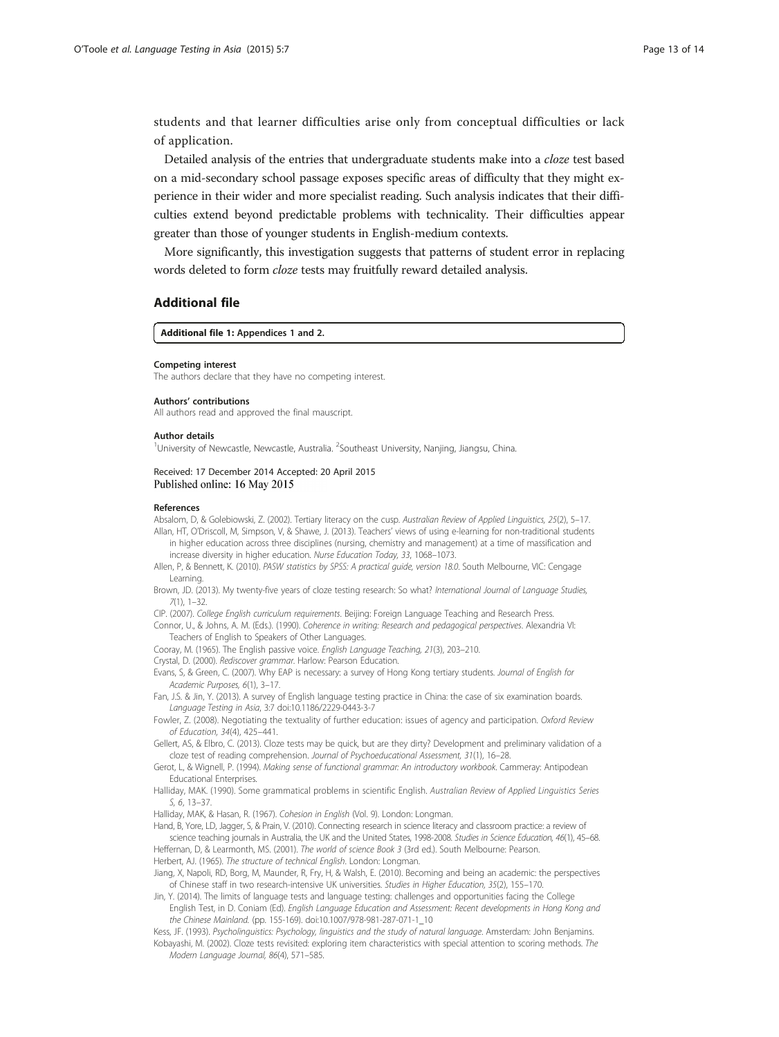students and that learner difficulties arise only from conceptual difficulties or lack of application.

Detailed analysis of the entries that undergraduate students make into a *cloze* test based on a mid-secondary school passage exposes specific areas of difficulty that they might experience in their wider and more specialist reading. Such analysis indicates that their difficulties extend beyond predictable problems with technicality. Their difficulties appear greater than those of younger students in English-medium contexts.

More significantly, this investigation suggests that patterns of student error in replacing words deleted to form *cloze* tests may fruitfully reward detailed analysis.

## Additional file

**Additional file 1:** Appendices 1 and 2.

#### Competing interest

The authors declare that they have no competing interest.

#### Authors' contributions

All authors read and approved the final mauscript.

#### Author details

[1]University of Newcastle, Newcastle, Australia. [2]Southeast University, Nanjing, Jiangsu, China.

Received: 17 December 2014 Accepted: 20 April 2015
Published online: 16 May 2015

#### References

Absalom, D, & Golebiowski, Z. (2002). Tertiary literacy on the cusp. *Australian Review of Applied Linguistics, 25*(2), 5–17.

Allan, HT, O'Driscoll, M, Simpson, V, & Shawe, J. (2013). Teachers' views of using e-learning for non-traditional students in higher education across three disciplines (nursing, chemistry and management) at a time of massification and increase diversity in higher education. *Nurse Education Today, 33*, 1068–1073.

Allen, P, & Bennett, K. (2010). *PASW statistics by SPSS: A practical guide, version 18.0*. South Melbourne, VIC: Cengage Learning.

Brown, JD. (2013). My twenty-five years of cloze testing research: So what? *International Journal of Language Studies, 7*(1), 1–32.

CIP. (2007). *College English curriculum requirements*. Beijing: Foreign Language Teaching and Research Press.

Connor, U., & Johns, A. M. (Eds.). (1990). *Coherence in writing: Research and pedagogical perspectives*. Alexandria VI: Teachers of English to Speakers of Other Languages.

Cooray, M. (1965). The English passive voice. *English Language Teaching, 21*(3), 203–210.

Crystal, D. (2000). *Rediscover grammar*. Harlow: Pearson Education.

Evans, S, & Green, C. (2007). Why EAP is necessary: a survey of Hong Kong tertiary students. *Journal of English for Academic Purposes, 6*(1), 3–17.

Fan, J.S. & Jin, Y. (2013). A survey of English language testing practice in China: the case of six examination boards. *Language Testing in Asia*, 3:7 doi:10.1186/2229-0443-3-7

Fowler, Z. (2008). Negotiating the textuality of further education: issues of agency and participation. *Oxford Review of Education, 34*(4), 425–441.

Gellert, AS, & Elbro, C. (2013). Cloze tests may be quick, but are they dirty? Development and preliminary validation of a cloze test of reading comprehension. *Journal of Psychoeducational Assessment, 31*(1), 16–28.

Gerot, L, & Wignell, P. (1994). *Making sense of functional grammar: An introductory workbook*. Cammeray: Antipodean Educational Enterprises.

Halliday, MAK. (1990). Some grammatical problems in scientific English. *Australian Review of Applied Linguistics Series S, 6*, 13–37.

Halliday, MAK, & Hasan, R. (1967). *Cohesion in English* (Vol. 9). London: Longman.

Hand, B, Yore, LD, Jagger, S, & Prain, V. (2010). Connecting research in science literacy and classroom practice: a review of science teaching journals in Australia, the UK and the United States, 1998-2008. *Studies in Science Education, 46*(1), 45–68.

Heffernan, D, & Learmonth, MS. (2001). *The world of science Book 3* (3rd ed.). South Melbourne: Pearson.

Herbert, AJ. (1965). *The structure of technical English*. London: Longman.

Jiang, X, Napoli, RD, Borg, M, Maunder, R, Fry, H, & Walsh, E. (2010). Becoming and being an academic: the perspectives of Chinese staff in two research-intensive UK universities. *Studies in Higher Education, 35*(2), 155–170.

Jin, Y. (2014). The limits of language tests and language testing: challenges and opportunities facing the College English Test, in D. Coniam (Ed). *English Language Education and Assessment: Recent developments in Hong Kong and the Chinese Mainland*. (pp. 155-169). doi:10.1007/978-981-287-071-1_10

Kess, JF. (1993). *Psycholinguistics: Psychology, linguistics and the study of natural language*. Amsterdam: John Benjamins.

Kobayashi, M. (2002). Cloze tests revisited: exploring item characteristics with special attention to scoring methods. *The Modern Language Journal, 86*(4), 571–585.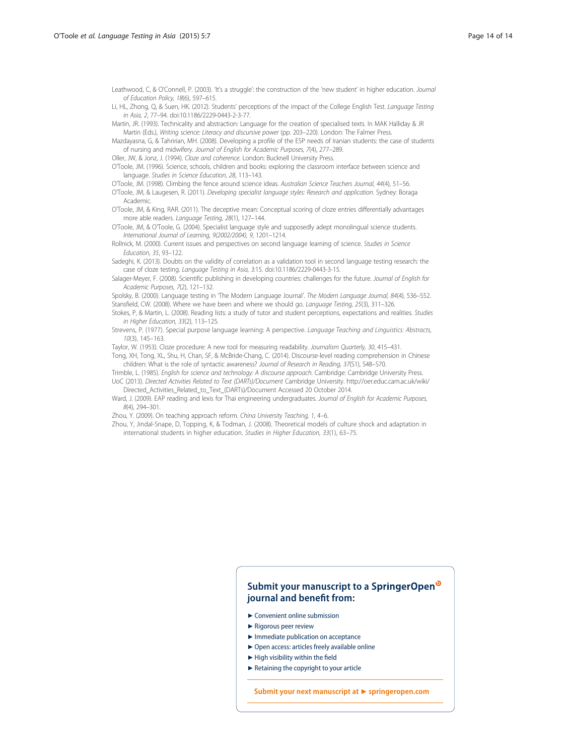Leathwood, C, & O'Connell, P. (2003). 'It's a struggle': the construction of the 'new student' in higher education. *Journal of Education Policy, 18*(6), 597–615.

Li, HL, Zhong, Q, & Suen, HK. (2012). Students' perceptions of the impact of the College English Test. *Language Testing in Asia, 2*, 77–94. doi:10.1186/2229-0443-2-3-77.

Martin, JR. (1993). Technicality and abstraction: Language for the creation of specialised texts. In MAK Halliday & JR Martin (Eds.), *Writing science: Literacy and discursive power* (pp. 203–220). London: The Falmer Press.

Mazdayasna, G, & Tahririan, MH. (2008). Developing a profile of the ESP needs of Iranian students: the case of students of nursing and midwifery. *Journal of English for Academic Purposes, 7*(4), 277–289.

Oller, JW, & Jonz, J. (1994). *Cloze and coherence*. London: Bucknell University Press.

O'Toole, JM. (1996). Science, schools, children and books: exploring the classroom interface between science and language. *Studies in Science Education, 28*, 113–143.

O'Toole, JM. (1998). Climbing the fence around science ideas. *Australian Science Teachers Journal, 44*(4), 51–56.

O'Toole, JM, & Laugesen, R. (2011). *Developing specialist language styles: Research and application*. Sydney: Boraga Academic.

O'Toole, JM, & King, RAR. (2011). The deceptive mean: Conceptual scoring of cloze entries differentially advantages more able readers. *Language Testing, 28*(1), 127–144.

O'Toole, JM, & O'Toole, G. (2004). Specialist language style and supposedly adept monolingual science students. *International Journal of Learning, 9(2002/2004), 9*, 1201–1214.

Rollnick, M. (2000). Current issues and perspectives on second language learning of science. *Studies in Science Education, 35*, 93–122.

Sadeghi, K. (2013). Doubts on the validity of correlation as a validation tool in second language testing research: the case of cloze testing. *Language Testing in Asia, 3*:15. doi:10.1186/2229-0443-3-15.

Salager-Meyer, F. (2008). Scientific publishing in developing countries: challenges for the future. *Journal of English for Academic Purposes, 7*(2), 121–132.

Spolsky, B. (2000). Language testing in 'The Modern Language Journal'. *The Modern Language Journal, 84*(4), 536–552.

Stansfield, CW. (2008). Where we have been and where we should go. *Language Testing, 25*(3), 311–326.

Stokes, P, & Martin, L. (2008). Reading lists: a study of tutor and student perceptions, expectations and realities. *Studies in Higher Education, 33*(2), 113–125.

Strevens, P. (1977). Special purpose language learning: A perspective. *Language Teaching and Linguistics: Abstracts, 10*(3), 145–163.

Taylor, W. (1953). Cloze procedure: A new tool for measuring readability. *Journalism Quarterly, 30*, 415–431.

Tong, XH, Tong, XL, Shu, H, Chan, SF, & McBride-Chang, C. (2014). Discourse-level reading comprehension in Chinese children: What is the role of syntactic awareness? *Journal of Research in Reading, 37*(S1), S48–S70.

Trimble, L. (1985). *English for science and technology: A discourse approach*. Cambridge: Cambridge University Press.

UoC (2013). *Directed Activities Related to Text (DARTs)/Document* Cambridge University. http://oer.educ.cam.ac.uk/wiki/Directed_Activities_Related_to_Text_(DARTs)/Document Accessed 20 October 2014.

Ward, J. (2009). EAP reading and lexis for Thai engineering undergraduates. *Journal of English for Academic Purposes, 8*(4), 294–301.

Zhou, Y. (2009). On teaching approach reform. *China University Teaching, 1*, 4–6.

Zhou, Y, Jindal-Snape, D, Topping, K, & Todman, J. (2008). Theoretical models of culture shock and adaptation in international students in higher education. *Studies in Higher Education, 33*(1), 63–75.

**Submit your manuscript to a SpringerOpen journal and benefit from:**

- ► Convenient online submission
- ► Rigorous peer review
- ► Immediate publication on acceptance
- ► Open access: articles freely available online
- ► High visibility within the field
- ► Retaining the copyright to your article

**Submit your next manuscript at ► springeropen.com**